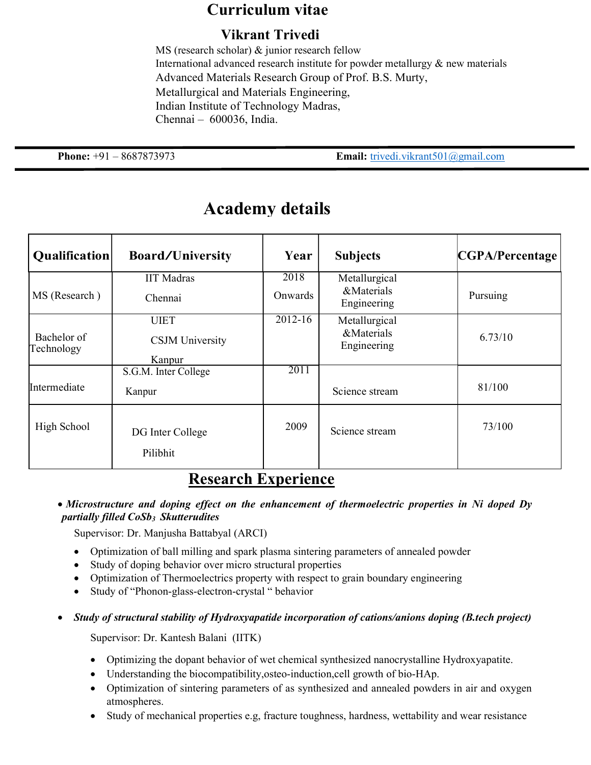# Curriculum vitae

## Vikrant Trivedi

MS (research scholar) & junior research fellow
International advanced research institute for powder metallurgy & new materials
Advanced Materials Research Group of Prof. B.S. Murty,
Metallurgical and Materials Engineering,
Indian Institute of Technology Madras,
Chennai – 600036, India.

**Phone:** +91 – 8687873973 **Email:** trivedi.vikrant501@gmail.com

## Academy details

| Qualification | Board/University | Year | Subjects | CGPA/Percentage |
|---|---|---|---|---|
| MS (Research ) | IIT Madras Chennai | 2018 Onwards | Metallurgical &Materials Engineering | Pursuing |
| Bachelor of Technology | UIET CSJM University Kanpur | 2012-16 | Metallurgical &Materials Engineering | 6.73/10 |
| Intermediate | S.G.M. Inter College Kanpur | 2011 | Science stream | 81/100 |
| High School | DG Inter College Pilibhit | 2009 | Science stream | 73/100 |

## Research Experience

- ***Microstructure and doping effect on the enhancement of thermoelectric properties in Ni doped Dy partially filled $CoSb_3$ Skutterudites***

  Supervisor: Dr. Manjusha Battabyal (ARCI)

  - Optimization of ball milling and spark plasma sintering parameters of annealed powder
  - Study of doping behavior over micro structural properties
  - Optimization of Thermoelectrics property with respect to grain boundary engineering
  - Study of "Phonon-glass-electron-crystal " behavior

- ***Study of structural stability of Hydroxyapatide incorporation of cations/anions doping (B.tech project)***

  Supervisor: Dr. Kantesh Balani (IITK)

  - Optimizing the dopant behavior of wet chemical synthesized nanocrystalline Hydroxyapatite.
  - Understanding the biocompatibility,osteo-induction,cell growth of bio-HAp.
  - Optimization of sintering parameters of as synthesized and annealed powders in air and oxygen atmospheres.
  - Study of mechanical properties e.g, fracture toughness, hardness, wettability and wear resistance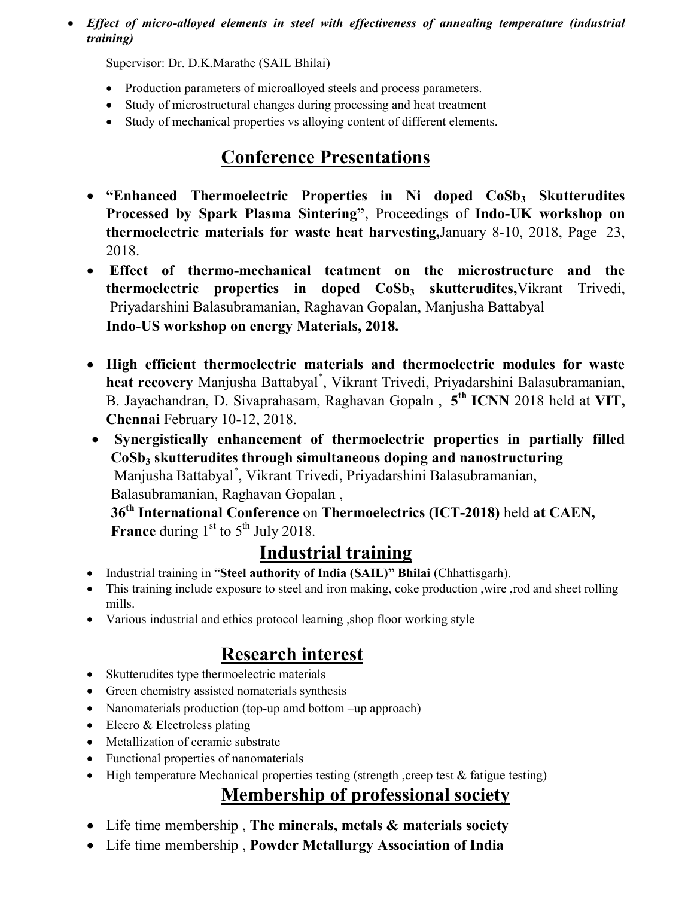- ***Effect of micro-alloyed elements in steel with effectiveness of annealing temperature (industrial training)***

  Supervisor: Dr. D.K.Marathe (SAIL Bhilai)

  - Production parameters of microalloyed steels and process parameters.
  - Study of microstructural changes during processing and heat treatment
  - Study of mechanical properties vs alloying content of different elements.

## Conference Presentations

- **"Enhanced Thermoelectric Properties in Ni doped $CoSb_3$ Skutterudites Processed by Spark Plasma Sintering"**, Proceedings of **Indo-UK workshop on thermoelectric materials for waste heat harvesting,**January 8-10, 2018, Page 23, 2018.
- **Effect of thermo-mechanical teatment on the microstructure and the thermoelectric properties in doped $CoSb_3$ skutterudites,**Vikrant Trivedi, Priyadarshini Balasubramanian, Raghavan Gopalan, Manjusha Battabyal
  **Indo-US workshop on energy Materials, 2018.**
- **High efficient thermoelectric materials and thermoelectric modules for waste heat recovery** Manjusha Battabyal*, Vikrant Trivedi, Priyadarshini Balasubramanian, B. Jayachandran, D. Sivaprahasam, Raghavan Gopaln , **5th ICNN** 2018 held at **VIT, Chennai** February 10-12, 2018.
- **Synergistically enhancement of thermoelectric properties in partially filled $CoSb_3$ skutterudites through simultaneous doping and nanostructuring**
  Manjusha Battabyal*, Vikrant Trivedi, Priyadarshini Balasubramanian, Balasubramanian, Raghavan Gopalan ,
  **36th International Conference** on **Thermoelectrics (ICT-2018)** held **at CAEN, France** during 1st to 5th July 2018.

## Industrial training

- Industrial training in "**Steel authority of India (SAIL)" Bhilai** (Chhattisgarh).
- This training include exposure to steel and iron making, coke production ,wire ,rod and sheet rolling mills.
- Various industrial and ethics protocol learning ,shop floor working style

## Research interest

- Skutterudites type thermoelectric materials
- Green chemistry assisted nomaterials synthesis
- Nanomaterials production (top-up amd bottom –up approach)
- Elecro & Electroless plating
- Metallization of ceramic substrate
- Functional properties of nanomaterials
- High temperature Mechanical properties testing (strength ,creep test & fatigue testing)

## Membership of professional society

- Life time membership , **The minerals, metals & materials society**
- Life time membership , **Powder Metallurgy Association of India**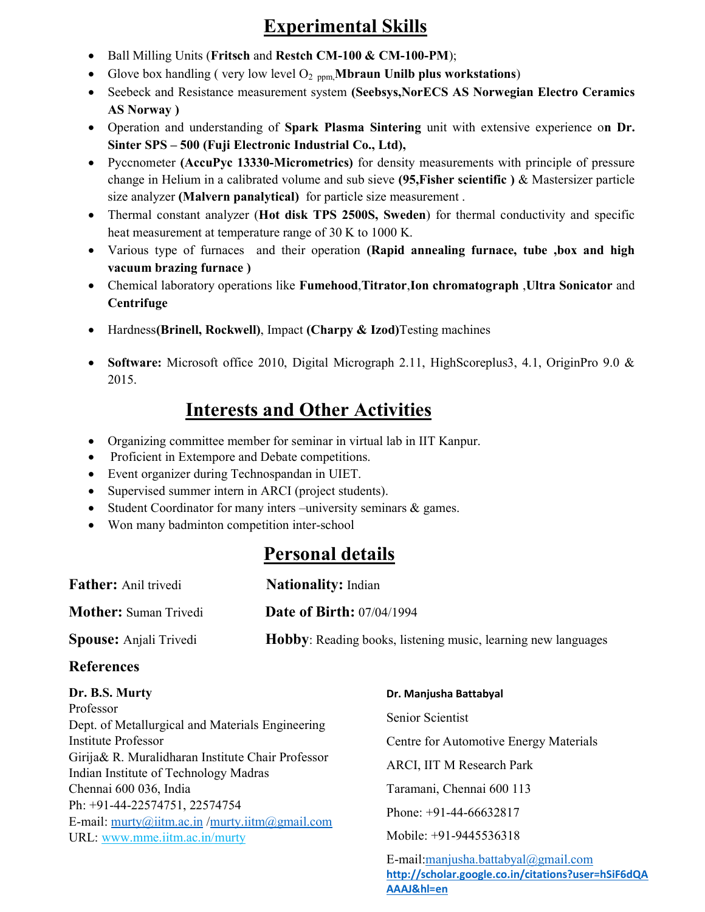## Experimental Skills

- Ball Milling Units (**Fritsch** and **Restch CM-100 & CM-100-PM**);
- Glove box handling ( very low level $O_{2\ ppm}$,**Mbraun Unilb plus workstations**)
- Seebeck and Resistance measurement system **(Seebsys,NorECS AS Norwegian Electro Ceramics AS Norway )**
- Operation and understanding of **Spark Plasma Sintering** unit with extensive experience o**n Dr. Sinter SPS – 500 (Fuji Electronic Industrial Co., Ltd),**
- Pyccnometer **(AccuPyc 13330-Micrometrics)** for density measurements with principle of pressure change in Helium in a calibrated volume and sub sieve **(95,Fisher scientific )** & Mastersizer particle size analyzer **(Malvern panalytical)** for particle size measurement .
- Thermal constant analyzer (**Hot disk TPS 2500S, Sweden**) for thermal conductivity and specific heat measurement at temperature range of 30 K to 1000 K.
- Various type of furnaces and their operation **(Rapid annealing furnace, tube ,box and high vacuum brazing furnace )**
- Chemical laboratory operations like **Fumehood**,**Titrator**,**Ion chromatograph** ,**Ultra Sonicator** and **Centrifuge**
- Hardness**(Brinell, Rockwell)**, Impact **(Charpy & Izod)**Testing machines
- **Software:** Microsoft office 2010, Digital Micrograph 2.11, HighScoreplus3, 4.1, OriginPro 9.0 & 2015.

## Interests and Other Activities

- Organizing committee member for seminar in virtual lab in IIT Kanpur.
- Proficient in Extempore and Debate competitions.
- Event organizer during Technospandan in UIET.
- Supervised summer intern in ARCI (project students).
- Student Coordinator for many inters –university seminars & games.
- Won many badminton competition inter-school

## Personal details

**Father:** Anil trivedi

**Mother:** Suman Trivedi

**Spouse:** Anjali Trivedi

**Nationality:** Indian

**Date of Birth:** 07/04/1994

**Hobby**: Reading books, listening music, learning new languages

### References

**Dr. B.S. Murty**
Professor
Dept. of Metallurgical and Materials Engineering
Institute Professor
Girija& R. Muralidharan Institute Chair Professor
Indian Institute of Technology Madras
Chennai 600 036, India
Ph: +91-44-22574751, 22574754
E-mail: murty@iitm.ac.in /murty.iitm@gmail.com
URL: www.mme.iitm.ac.in/murty

**Dr. Manjusha Battabyal**
Senior Scientist
Centre for Automotive Energy Materials
ARCI, IIT M Research Park
Taramani, Chennai 600 113
Phone: +91-44-66632817
Mobile: +91-9445536318
E-mail:manjusha.battabyal@gmail.com
**http://scholar.google.co.in/citations?user=hSiF6dQAAAAJ&hl=en**